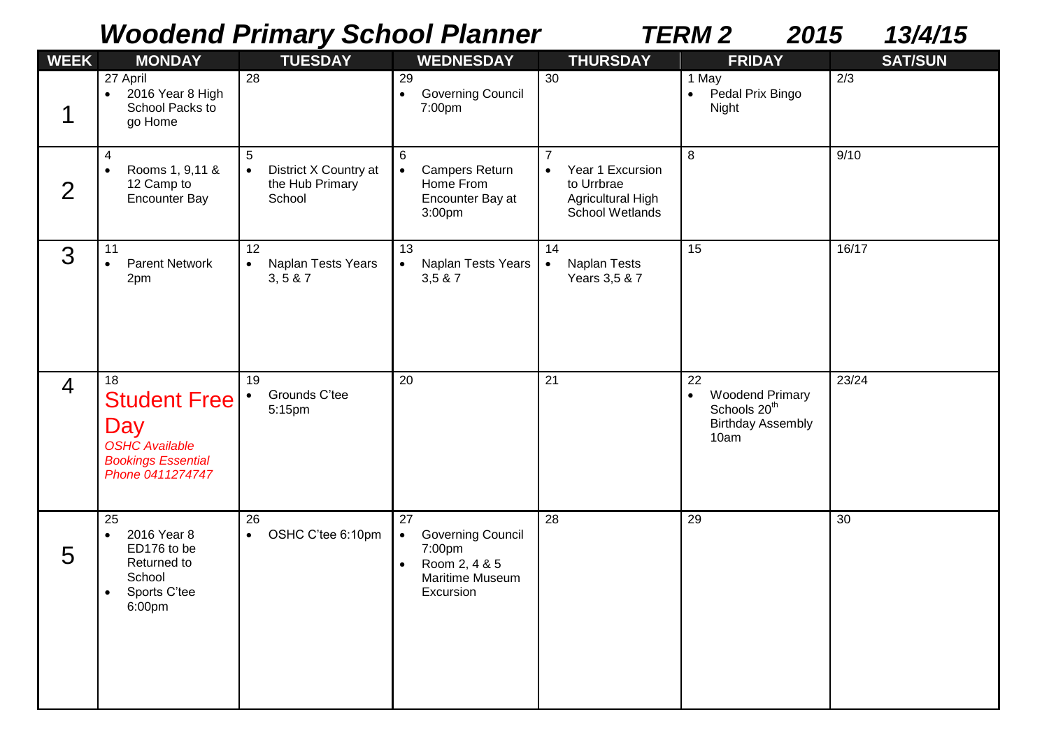# *Woodend Primary School Planner* *TERM 2* *2015* *13/4/15*

| WEEK | MONDAY | TUESDAY | WEDNESDAY | THURSDAY | FRIDAY | SAT/SUN |
|---|---|---|---|---|---|---|
| 1 | 27 April<br>• 2016 Year 8 High School Packs to go Home | 28 | 29<br>• Governing Council 7:00pm | 30 | 1 May<br>• Pedal Prix Bingo Night | 2/3 |
| 2 | 4<br>• Rooms 1, 9,11 & 12 Camp to Encounter Bay | 5<br>• District X Country at the Hub Primary School | 6<br>• Campers Return Home From Encounter Bay at 3:00pm | 7<br>• Year 1 Excursion to Urrbrae Agricultural High School Wetlands | 8 | 9/10 |
| 3 | 11<br>• Parent Network 2pm | 12<br>• Naplan Tests Years 3, 5 & 7 | 13<br>• Naplan Tests Years 3,5 & 7 | 14<br>• Naplan Tests Years 3,5 & 7 | 15 | 16/17 |
| 4 | 18<br>Student Free Day<br>*OSHC Available Bookings Essential Phone 0411274747* | 19<br>• Grounds C'tee 5:15pm | 20 | 21 | 22<br>• Woodend Primary Schools 20th Birthday Assembly 10am | 23/24 |
| 5 | 25<br>• 2016 Year 8 ED176 to be Returned to School<br>• Sports C'tee 6:00pm | 26<br>• OSHC C'tee 6:10pm | 27<br>• Governing Council 7:00pm<br>• Room 2, 4 & 5 Maritime Museum Excursion | 28 | 29 | 30 |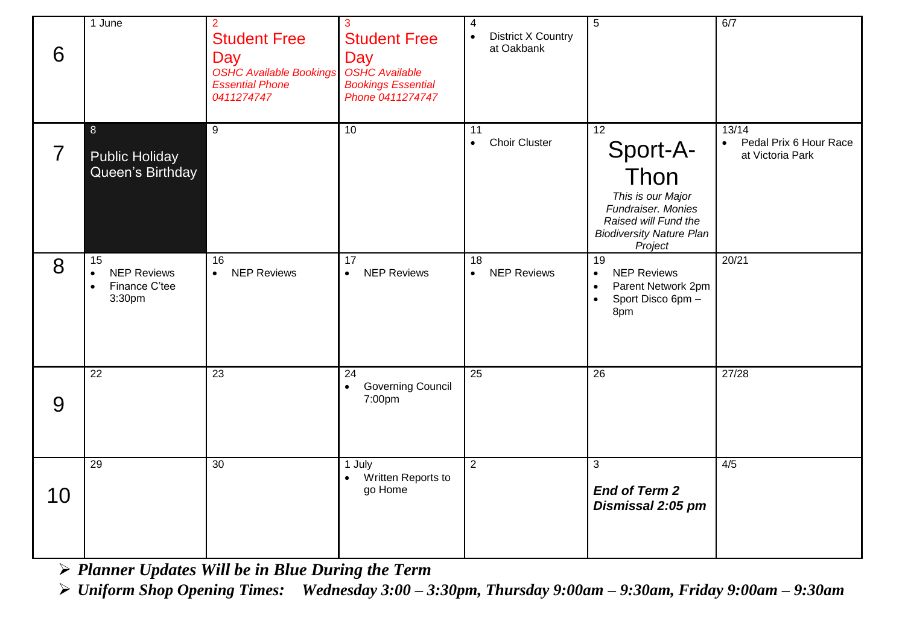| | | | | | | |
|---|---|---|---|---|---|---|
| 6 | 1 June | 2<br>Student Free Day<br>*OSHC Available Bookings Essential Phone 0411274747* | 3<br>Student Free Day<br>*OSHC Available Bookings Essential Phone 0411274747* | 4<br>• District X Country at Oakbank | 5 | 6/7 |
| 7 | 8<br>Public Holiday Queen's Birthday | 9 | 10 | 11<br>• Choir Cluster | 12<br>Sport-A-Thon<br>*This is our Major Fundraiser. Monies Raised will Fund the Biodiversity Nature Plan Project* | 13/14<br>• Pedal Prix 6 Hour Race at Victoria Park |
| 8 | 15<br>• NEP Reviews<br>• Finance C'tee 3:30pm | 16<br>• NEP Reviews | 17<br>• NEP Reviews | 18<br>• NEP Reviews | 19<br>• NEP Reviews<br>• Parent Network 2pm<br>• Sport Disco 6pm – 8pm | 20/21 |
| 9 | 22 | 23 | 24<br>• Governing Council 7:00pm | 25 | 26 | 27/28 |
| 10 | 29 | 30 | 1 July<br>• Written Reports to go Home | 2 | 3<br>***End of Term 2 Dismissal 2:05 pm*** | 4/5 |

- ***Planner Updates Will be in Blue During the Term***
- ***Uniform Shop Opening Times: Wednesday 3:00 – 3:30pm, Thursday 9:00am – 9:30am, Friday 9:00am – 9:30am***